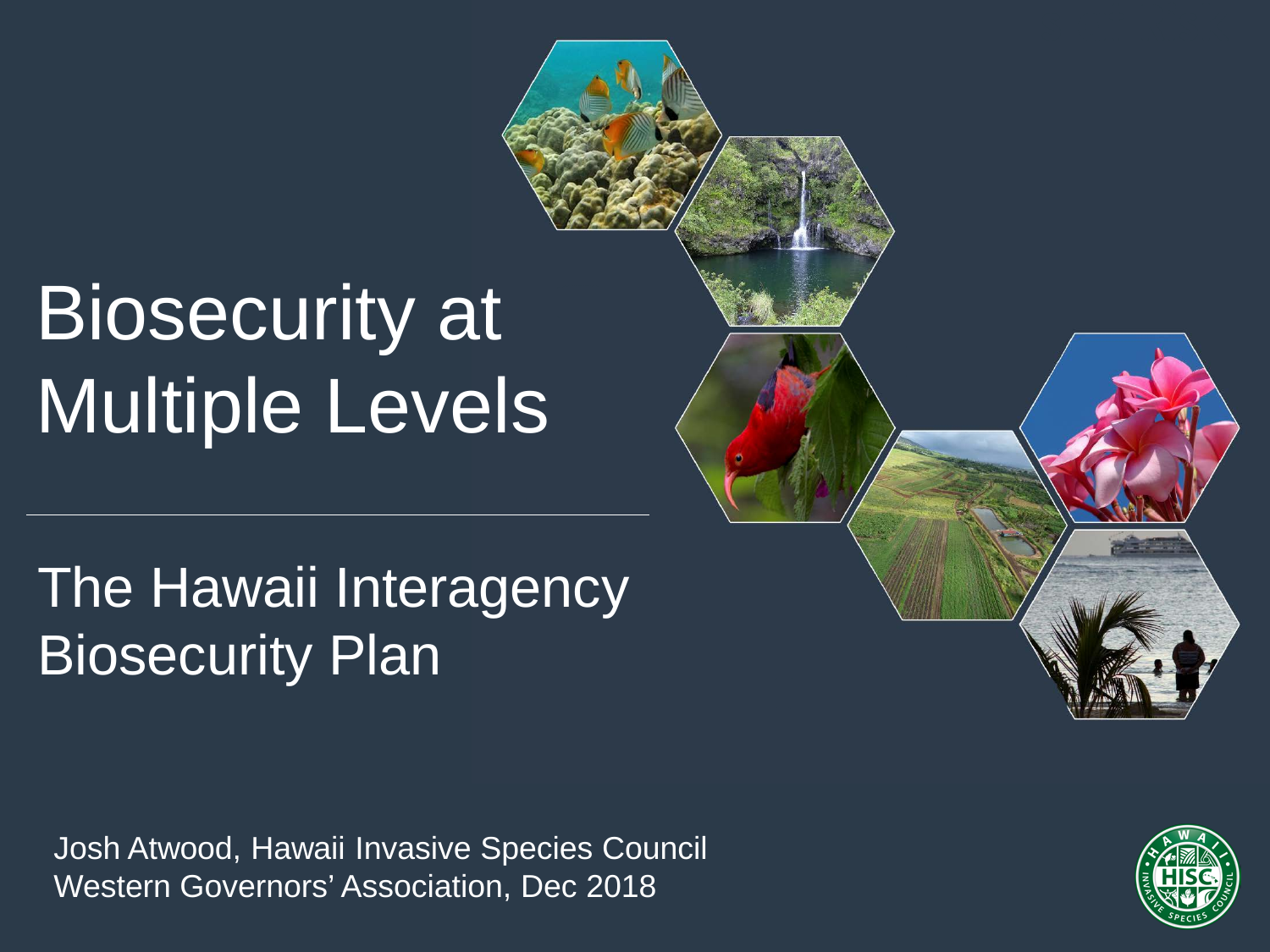# Biosecurity at Multiple Levels

## The Hawaii Interagency Biosecurity Plan

Josh Atwood, Hawaii Invasive Species Council
Western Governors' Association, Dec 2018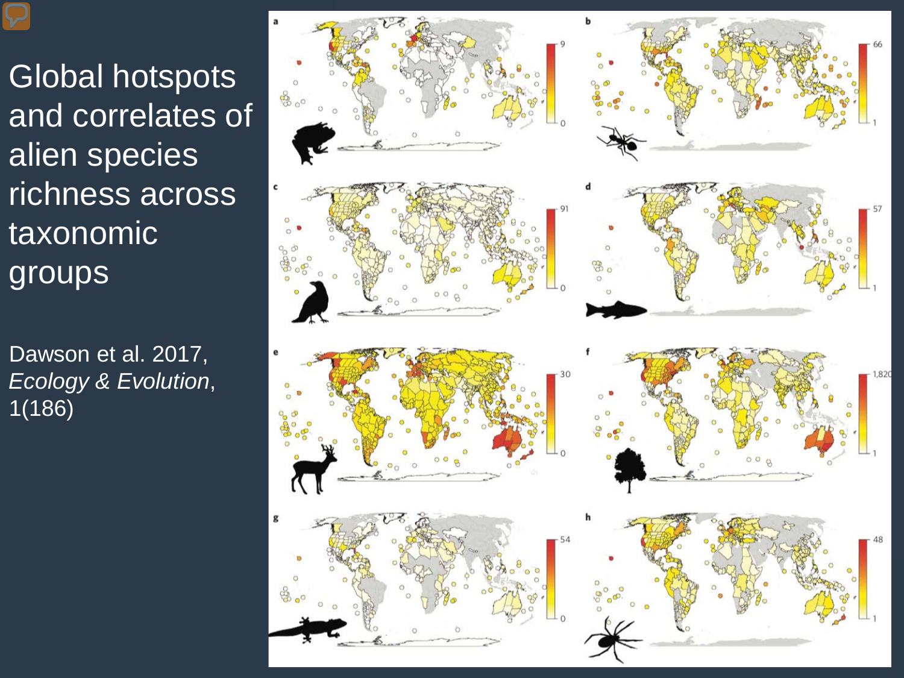# Global hotspots and correlates of alien species richness across taxonomic groups

Dawson et al. 2017, *Ecology & Evolution*, 1(186)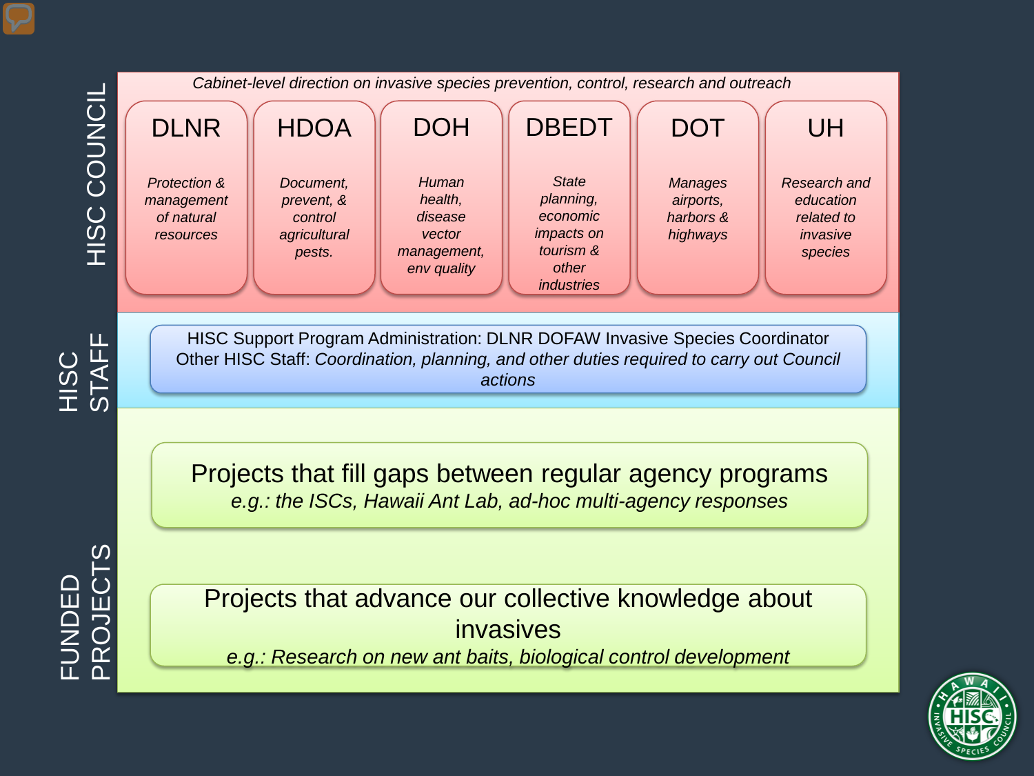## HISC COUNCIL

*Cabinet-level direction on invasive species prevention, control, research and outreach*

| DLNR | HDOA | DOH | DBEDT | DOT | UH |
|---|---|---|---|---|---|
| *Protection & management of natural resources* | *Document, prevent, & control agricultural pests.* | *Human health, disease vector management, env quality* | *State planning, economic impacts on tourism & other industries* | *Manages airports, harbors & highways* | *Research and education related to invasive species* |

## HISC STAFF

HISC Support Program Administration: DLNR DOFAW Invasive Species Coordinator
Other HISC Staff: *Coordination, planning, and other duties required to carry out Council actions*

## FUNDED PROJECTS

Projects that fill gaps between regular agency programs
*e.g.: the ISCs, Hawaii Ant Lab, ad-hoc multi-agency responses*

Projects that advance our collective knowledge about invasives
*e.g.: Research on new ant baits, biological control development*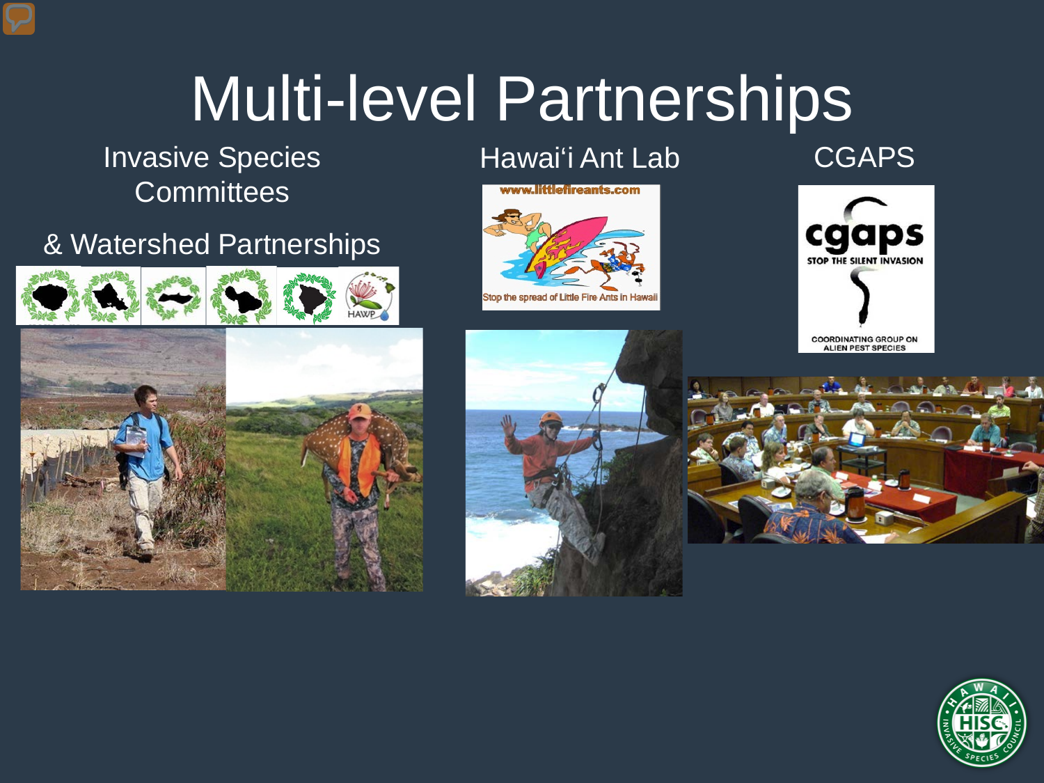# Multi-level Partnerships

Invasive Species Committees

& Watershed Partnerships

Hawaiʻi Ant Lab

CGAPS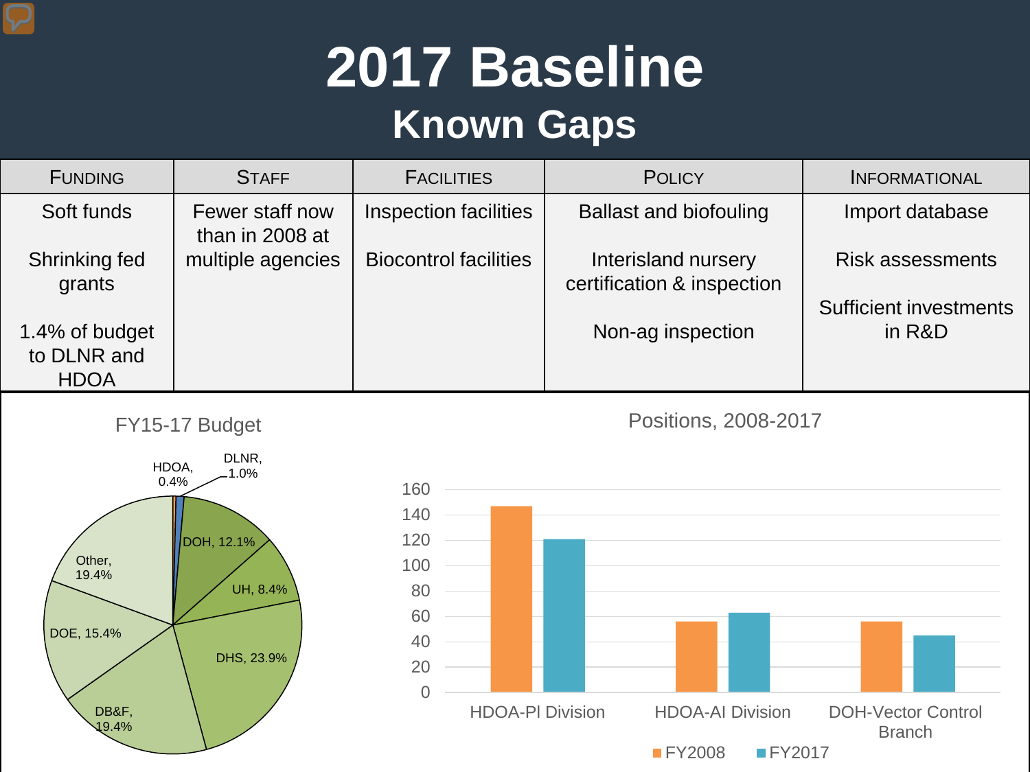# 2017 Baseline

## Known Gaps

| Funding | Staff | Facilities | Policy | Informational |
|---|---|---|---|---|
| Soft funds<br><br>Shrinking fed grants<br><br>1.4% of budget to DLNR and HDOA | Fewer staff now than in 2008 at multiple agencies | Inspection facilities<br><br>Biocontrol facilities | Ballast and biofouling<br><br>Interisland nursery certification & inspection<br><br>Non-ag inspection | Import database<br><br>Risk assessments<br><br>Sufficient investments in R&D |

**FY15-17 Budget**

| Agency | Share |
|---|---|
| HDOA | 0.4% |
| DLNR | 1.0% |
| DOH | 12.1% |
| UH | 8.4% |
| DHS | 23.9% |
| DB&F | 19.4% |
| DOE | 15.4% |
| Other | 19.4% |

**Positions, 2008-2017**

| | FY2008 | FY2017 |
|---|---|---|
| HDOA-PI Division | ~147 | ~121 |
| HDOA-AI Division | ~56 | ~63 |
| DOH-Vector Control Branch | ~56 | ~45 |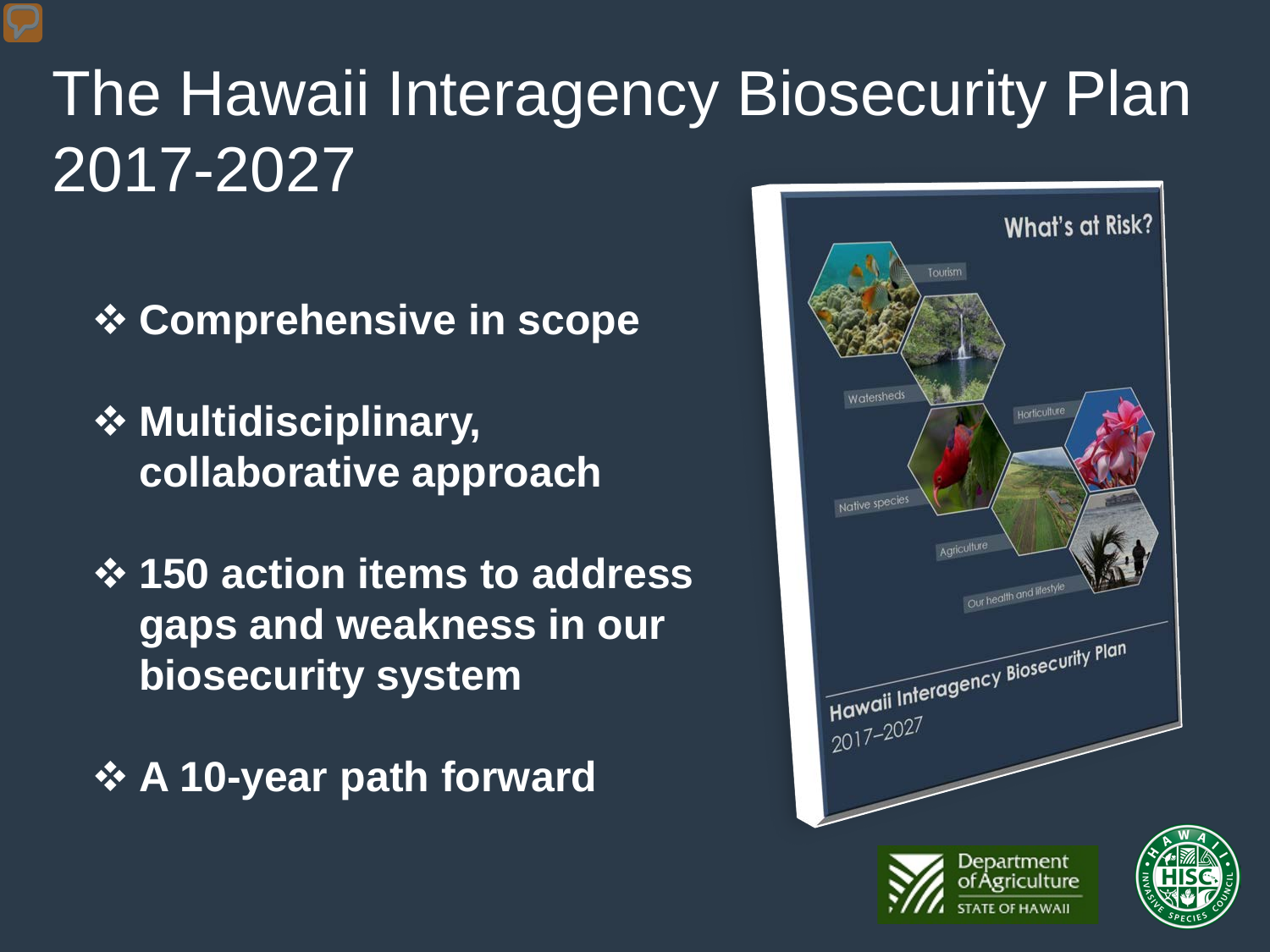# The Hawaii Interagency Biosecurity Plan 2017-2027

- **Comprehensive in scope**
- **Multidisciplinary, collaborative approach**
- **150 action items to address gaps and weakness in our biosecurity system**
- **A 10-year path forward**

What's at Risk?

Tourism

Watersheds

Horticulture

Native species

Agriculture

Our health and lifestyle

Hawaii Interagency Biosecurity Plan 2017–2027

Department of Agriculture STATE OF HAWAII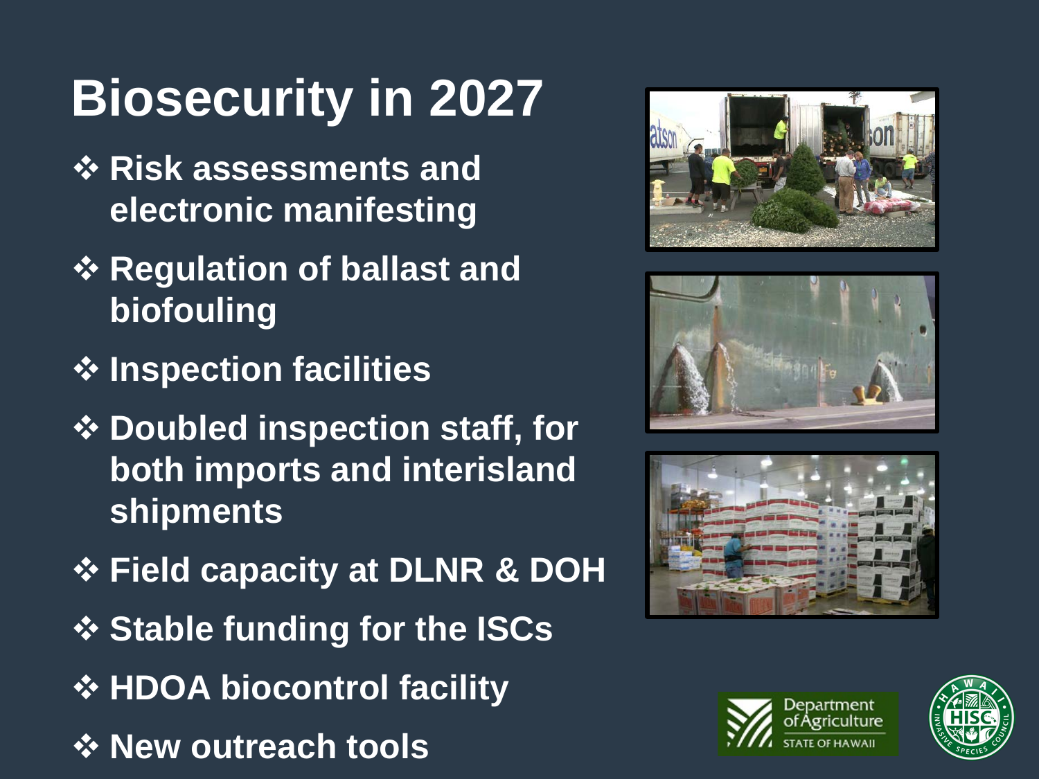# Biosecurity in 2027

- Risk assessments and electronic manifesting
- Regulation of ballast and biofouling
- Inspection facilities
- Doubled inspection staff, for both imports and interisland shipments
- Field capacity at DLNR & DOH
- Stable funding for the ISCs
- HDOA biocontrol facility
- New outreach tools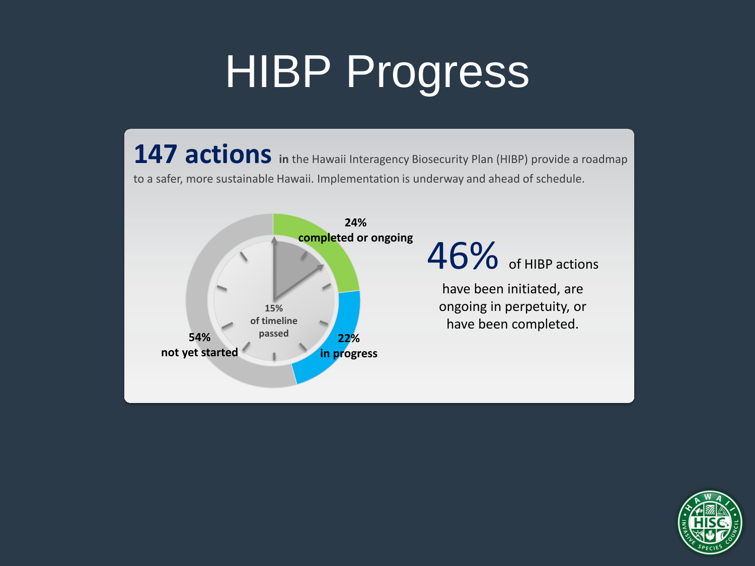# HIBP Progress

**147 actions** in the Hawaii Interagency Biosecurity Plan (HIBP) provide a roadmap to a safer, more sustainable Hawaii. Implementation is underway and ahead of schedule.

**24%**
**completed or ongoing**

**22%**
**in progress**

**54%**
**not yet started**

**15%**
**of timeline**
**passed**

46% of HIBP actions

have been initiated, are ongoing in perpetuity, or have been completed.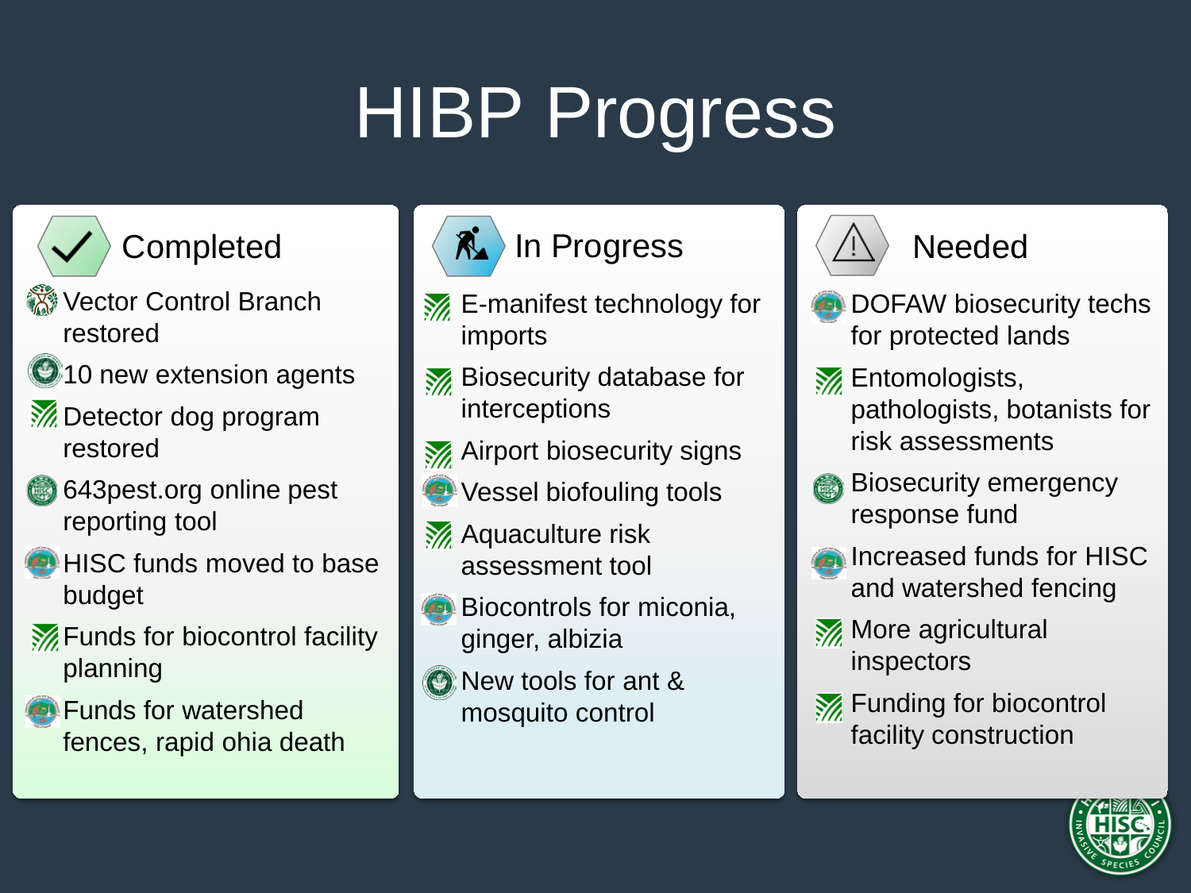# HIBP Progress

## Completed

- Vector Control Branch restored
- 10 new extension agents
- Detector dog program restored
- 643pest.org online pest reporting tool
- HISC funds moved to base budget
- Funds for biocontrol facility planning
- Funds for watershed fences, rapid ohia death

## In Progress

- E-manifest technology for imports
- Biosecurity database for interceptions
- Airport biosecurity signs
- Vessel biofouling tools
- Aquaculture risk assessment tool
- Biocontrols for miconia, ginger, albizia
- New tools for ant & mosquito control

## Needed

- DOFAW biosecurity techs for protected lands
- Entomologists, pathologists, botanists for risk assessments
- Biosecurity emergency response fund
- Increased funds for HISC and watershed fencing
- More agricultural inspectors
- Funding for biocontrol facility construction